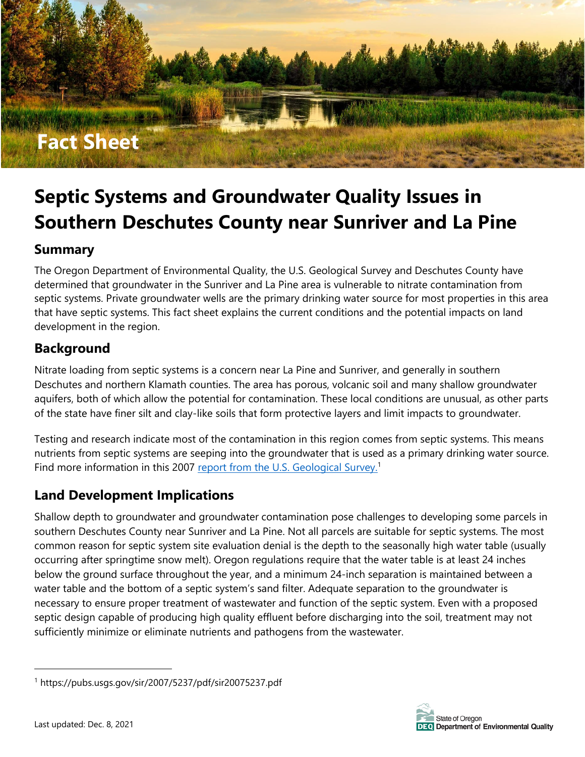Fact Sheet

# Septic Systems and Groundwater Quality Issues in Southern Deschutes County near Sunriver and La Pine

## Summary

The Oregon Department of Environmental Quality, the U.S. Geological Survey and Deschutes County have determined that groundwater in the Sunriver and La Pine area is vulnerable to nitrate contamination from septic systems. Private groundwater wells are the primary drinking water source for most properties in this area that have septic systems. This fact sheet explains the current conditions and the potential impacts on land development in the region.

## Background

Nitrate loading from septic systems is a concern near La Pine and Sunriver, and generally in southern Deschutes and northern Klamath counties. The area has porous, volcanic soil and many shallow groundwater aquifers, both of which allow the potential for contamination. These local conditions are unusual, as other parts of the state have finer silt and clay-like soils that form protective layers and limit impacts to groundwater.

Testing and research indicate most of the contamination in this region comes from septic systems. This means nutrients from septic systems are seeping into the groundwater that is used as a primary drinking water source. Find more information in this 2007 report from the U.S. Geological Survey.[1]

## Land Development Implications

Shallow depth to groundwater and groundwater contamination pose challenges to developing some parcels in southern Deschutes County near Sunriver and La Pine. Not all parcels are suitable for septic systems. The most common reason for septic system site evaluation denial is the depth to the seasonally high water table (usually occurring after springtime snow melt). Oregon regulations require that the water table is at least 24 inches below the ground surface throughout the year, and a minimum 24-inch separation is maintained between a water table and the bottom of a septic system's sand filter. Adequate separation to the groundwater is necessary to ensure proper treatment of wastewater and function of the septic system. Even with a proposed septic design capable of producing high quality effluent before discharging into the soil, treatment may not sufficiently minimize or eliminate nutrients and pathogens from the wastewater.

[1] https://pubs.usgs.gov/sir/2007/5237/pdf/sir20075237.pdf

Last updated: Dec. 8, 2021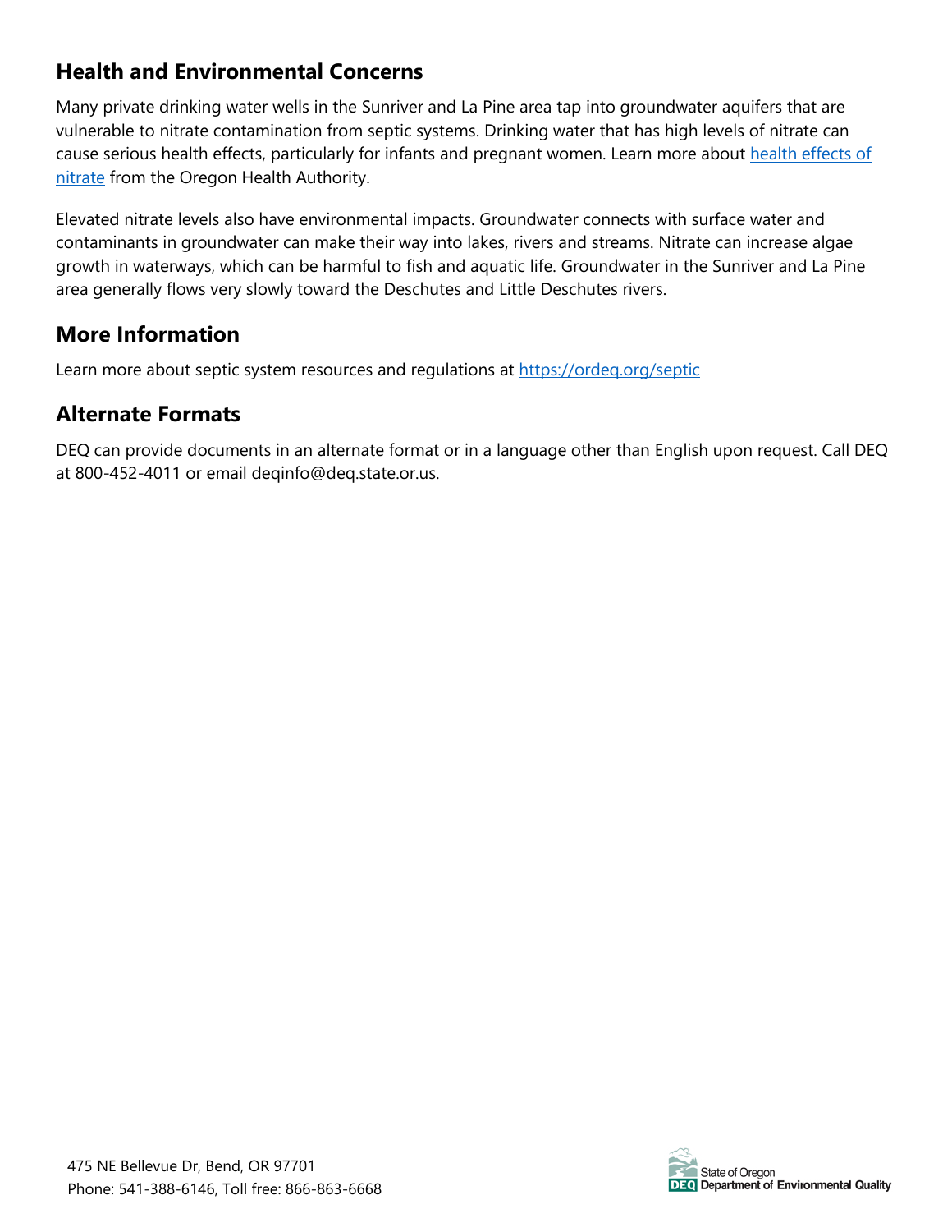## Health and Environmental Concerns

Many private drinking water wells in the Sunriver and La Pine area tap into groundwater aquifers that are vulnerable to nitrate contamination from septic systems. Drinking water that has high levels of nitrate can cause serious health effects, particularly for infants and pregnant women. Learn more about health effects of nitrate from the Oregon Health Authority.

Elevated nitrate levels also have environmental impacts. Groundwater connects with surface water and contaminants in groundwater can make their way into lakes, rivers and streams. Nitrate can increase algae growth in waterways, which can be harmful to fish and aquatic life. Groundwater in the Sunriver and La Pine area generally flows very slowly toward the Deschutes and Little Deschutes rivers.

## More Information

Learn more about septic system resources and regulations at https://ordeq.org/septic

## Alternate Formats

DEQ can provide documents in an alternate format or in a language other than English upon request. Call DEQ at 800-452-4011 or email deqinfo@deq.state.or.us.

475 NE Bellevue Dr, Bend, OR 97701
Phone: 541-388-6146, Toll free: 866-863-6668

State of Oregon
DEQ Department of Environmental Quality